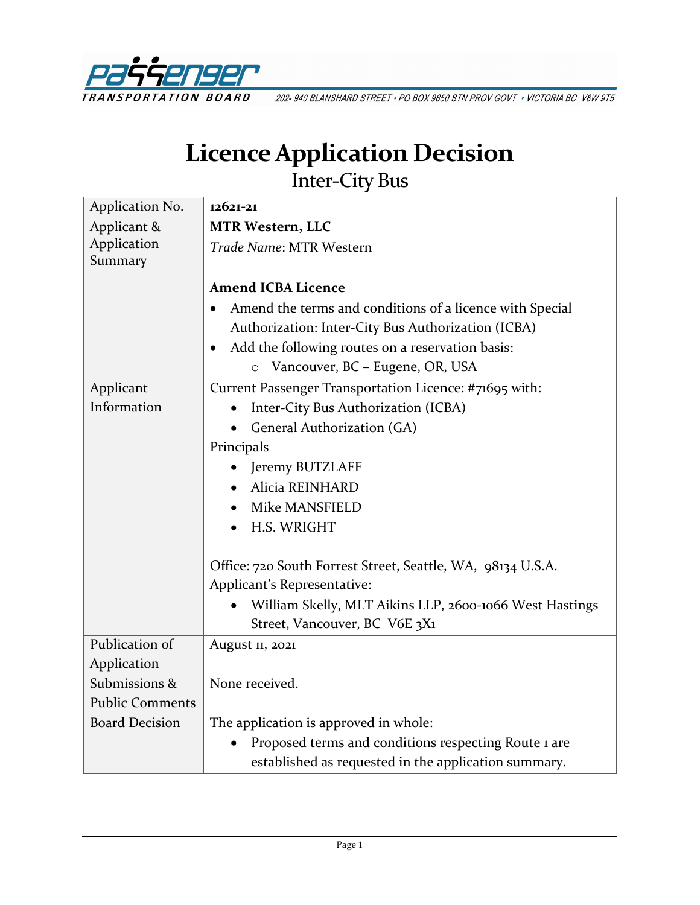PASSENGER TRANSPORTATION BOARD 202- 940 BLANSHARD STREET • PO BOX 9850 STN PROV GOVT • VICTORIA BC V8W 9T5

# Licence Application Decision

## Inter-City Bus

| | |
|---|---|
| Application No. | **12621-21** |
| Applicant & Application Summary | **MTR Western, LLC**<br>*Trade Name*: MTR Western<br><br>**Amend ICBA Licence**<br>• Amend the terms and conditions of a licence with Special Authorization: Inter-City Bus Authorization (ICBA)<br>• Add the following routes on a reservation basis:<br>  ○ Vancouver, BC – Eugene, OR, USA |
| Applicant Information | Current Passenger Transportation Licence: #71695 with:<br>• Inter-City Bus Authorization (ICBA)<br>• General Authorization (GA)<br>Principals<br>• Jeremy BUTZLAFF<br>• Alicia REINHARD<br>• Mike MANSFIELD<br>• H.S. WRIGHT<br><br>Office: 720 South Forrest Street, Seattle, WA, 98134 U.S.A.<br>Applicant's Representative:<br>• William Skelly, MLT Aikins LLP, 2600-1066 West Hastings Street, Vancouver, BC V6E 3X1 |
| Publication of Application | August 11, 2021 |
| Submissions & Public Comments | None received. |
| Board Decision | The application is approved in whole:<br>• Proposed terms and conditions respecting Route 1 are established as requested in the application summary. |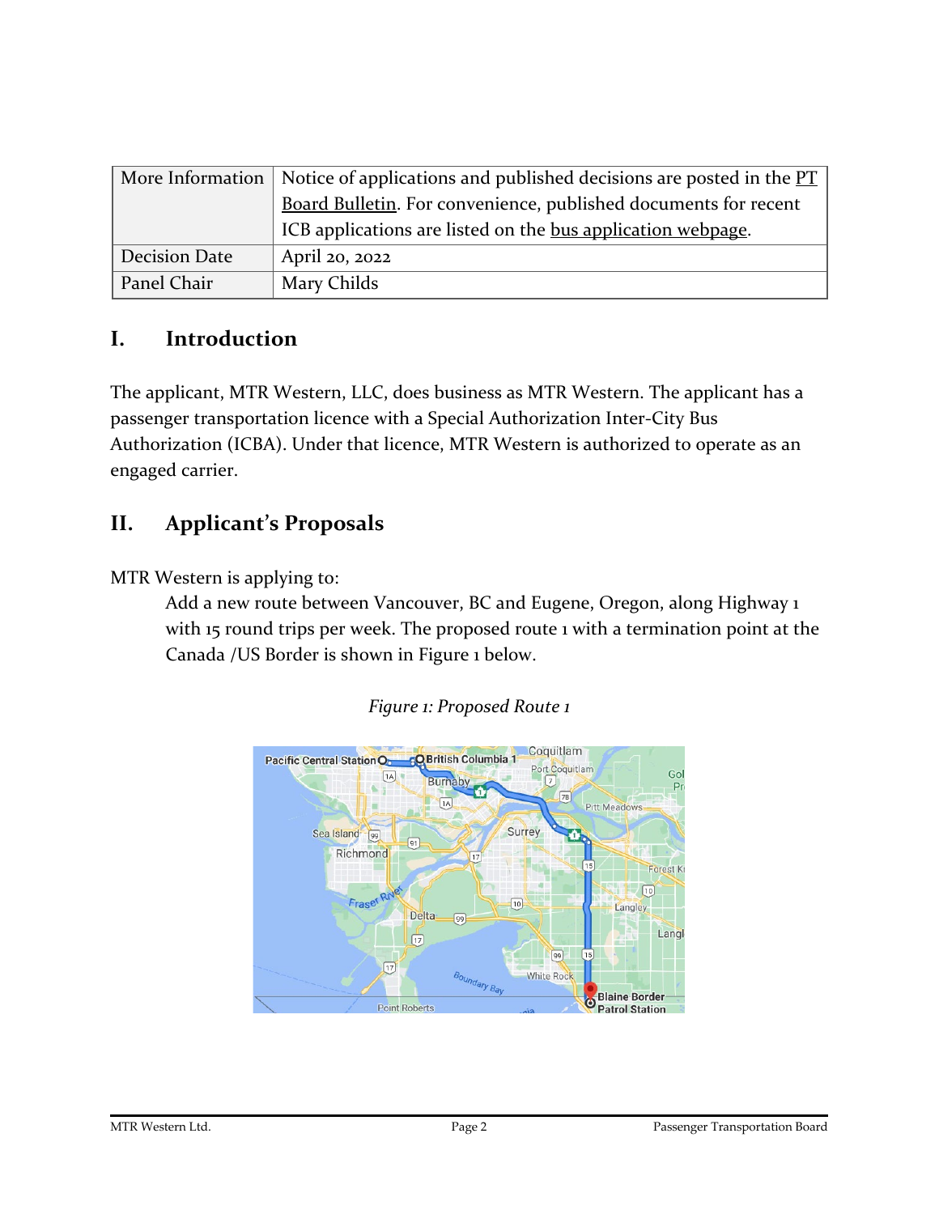| More Information | Notice of applications and published decisions are posted in the PT Board Bulletin. For convenience, published documents for recent ICB applications are listed on the bus application webpage. |
|---|---|
| Decision Date | April 20, 2022 |
| Panel Chair | Mary Childs |

## I. Introduction

The applicant, MTR Western, LLC, does business as MTR Western. The applicant has a passenger transportation licence with a Special Authorization Inter-City Bus Authorization (ICBA). Under that licence, MTR Western is authorized to operate as an engaged carrier.

## II. Applicant's Proposals

MTR Western is applying to:

> Add a new route between Vancouver, BC and Eugene, Oregon, along Highway 1 with 15 round trips per week. The proposed route 1 with a termination point at the Canada /US Border is shown in Figure 1 below.

*Figure 1: Proposed Route 1*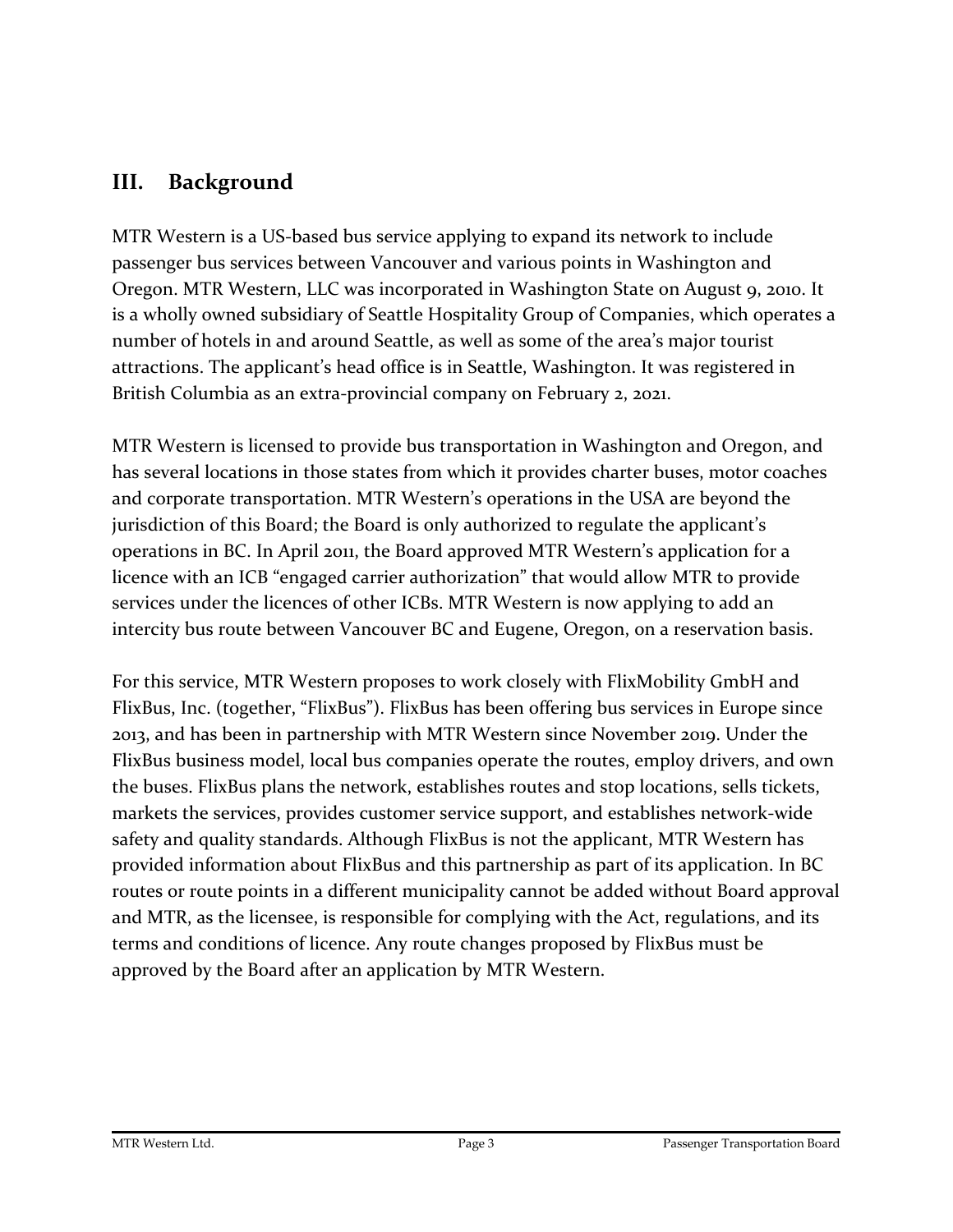## III. Background

MTR Western is a US-based bus service applying to expand its network to include passenger bus services between Vancouver and various points in Washington and Oregon. MTR Western, LLC was incorporated in Washington State on August 9, 2010. It is a wholly owned subsidiary of Seattle Hospitality Group of Companies, which operates a number of hotels in and around Seattle, as well as some of the area's major tourist attractions. The applicant's head office is in Seattle, Washington. It was registered in British Columbia as an extra-provincial company on February 2, 2021.

MTR Western is licensed to provide bus transportation in Washington and Oregon, and has several locations in those states from which it provides charter buses, motor coaches and corporate transportation. MTR Western's operations in the USA are beyond the jurisdiction of this Board; the Board is only authorized to regulate the applicant's operations in BC. In April 2011, the Board approved MTR Western's application for a licence with an ICB "engaged carrier authorization" that would allow MTR to provide services under the licences of other ICBs. MTR Western is now applying to add an intercity bus route between Vancouver BC and Eugene, Oregon, on a reservation basis.

For this service, MTR Western proposes to work closely with FlixMobility GmbH and FlixBus, Inc. (together, "FlixBus"). FlixBus has been offering bus services in Europe since 2013, and has been in partnership with MTR Western since November 2019. Under the FlixBus business model, local bus companies operate the routes, employ drivers, and own the buses. FlixBus plans the network, establishes routes and stop locations, sells tickets, markets the services, provides customer service support, and establishes network-wide safety and quality standards. Although FlixBus is not the applicant, MTR Western has provided information about FlixBus and this partnership as part of its application. In BC routes or route points in a different municipality cannot be added without Board approval and MTR, as the licensee, is responsible for complying with the Act, regulations, and its terms and conditions of licence. Any route changes proposed by FlixBus must be approved by the Board after an application by MTR Western.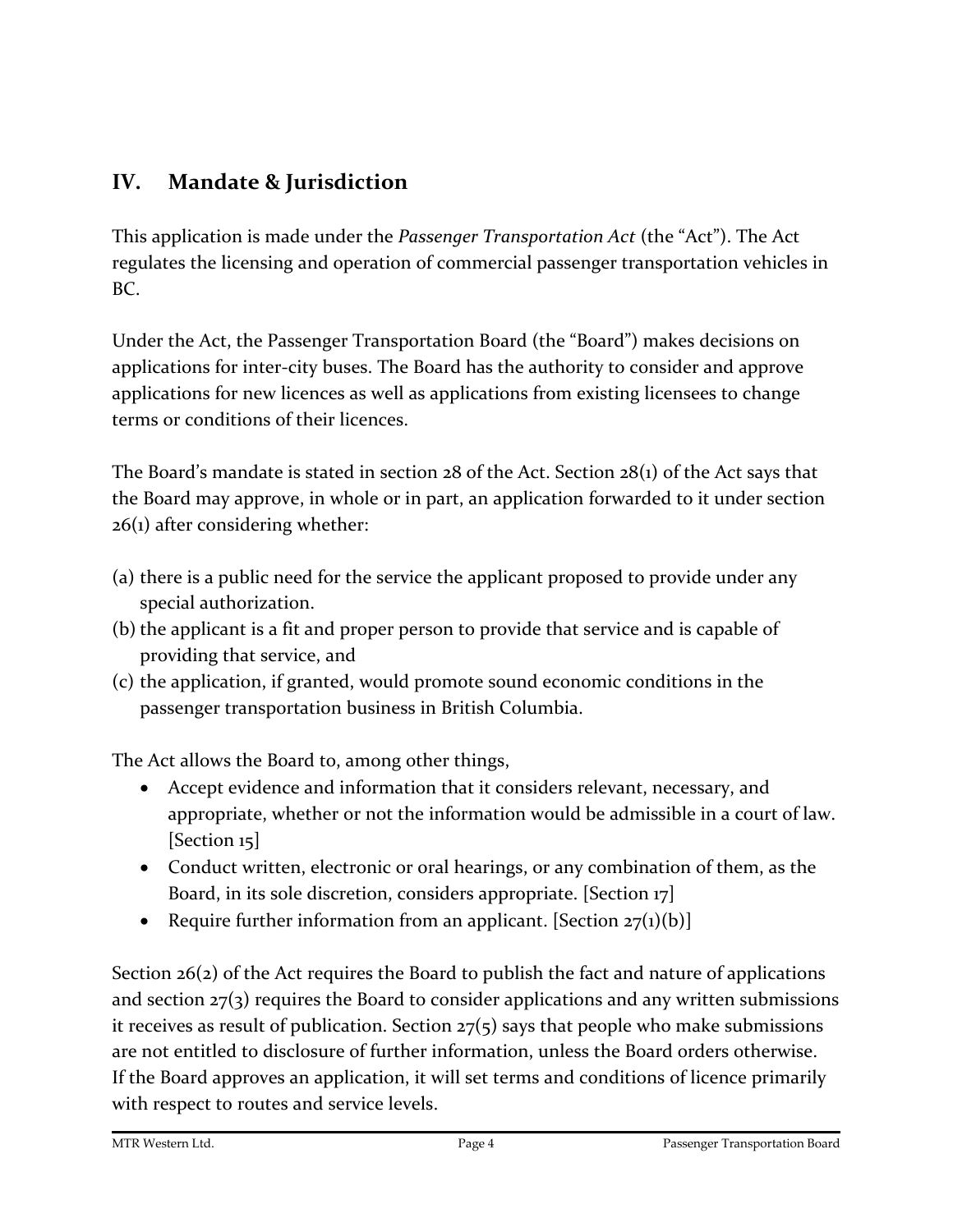## IV. Mandate & Jurisdiction

This application is made under the *Passenger Transportation Act* (the "Act"). The Act regulates the licensing and operation of commercial passenger transportation vehicles in BC.

Under the Act, the Passenger Transportation Board (the "Board") makes decisions on applications for inter-city buses. The Board has the authority to consider and approve applications for new licences as well as applications from existing licensees to change terms or conditions of their licences.

The Board's mandate is stated in section 28 of the Act. Section 28(1) of the Act says that the Board may approve, in whole or in part, an application forwarded to it under section 26(1) after considering whether:

(a) there is a public need for the service the applicant proposed to provide under any special authorization.
(b) the applicant is a fit and proper person to provide that service and is capable of providing that service, and
(c) the application, if granted, would promote sound economic conditions in the passenger transportation business in British Columbia.

The Act allows the Board to, among other things,

- Accept evidence and information that it considers relevant, necessary, and appropriate, whether or not the information would be admissible in a court of law. [Section 15]
- Conduct written, electronic or oral hearings, or any combination of them, as the Board, in its sole discretion, considers appropriate. [Section 17]
- Require further information from an applicant. [Section 27(1)(b)]

Section 26(2) of the Act requires the Board to publish the fact and nature of applications and section 27(3) requires the Board to consider applications and any written submissions it receives as result of publication. Section 27(5) says that people who make submissions are not entitled to disclosure of further information, unless the Board orders otherwise. If the Board approves an application, it will set terms and conditions of licence primarily with respect to routes and service levels.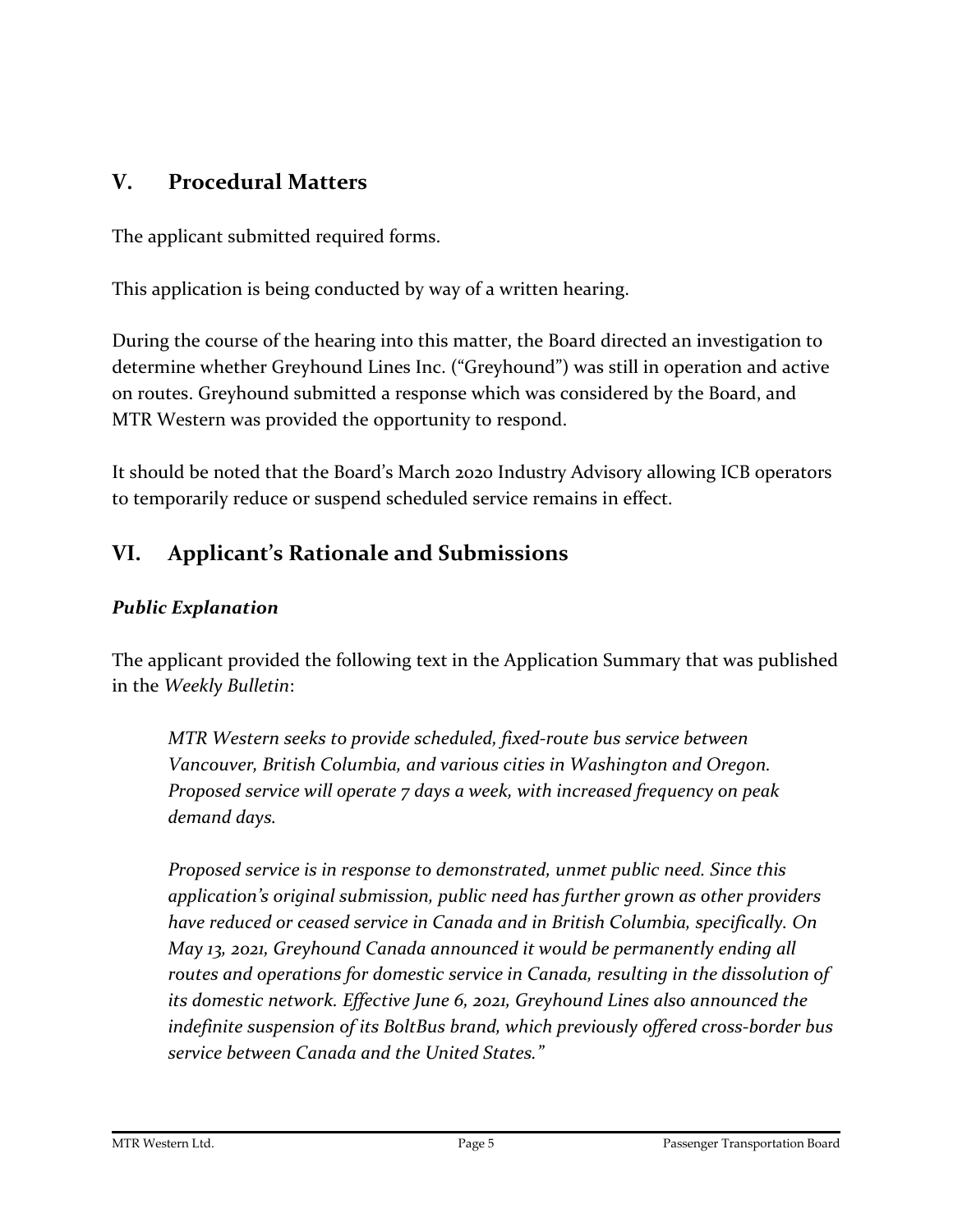## V. Procedural Matters

The applicant submitted required forms.

This application is being conducted by way of a written hearing.

During the course of the hearing into this matter, the Board directed an investigation to determine whether Greyhound Lines Inc. ("Greyhound") was still in operation and active on routes. Greyhound submitted a response which was considered by the Board, and MTR Western was provided the opportunity to respond.

It should be noted that the Board's March 2020 Industry Advisory allowing ICB operators to temporarily reduce or suspend scheduled service remains in effect.

## VI. Applicant's Rationale and Submissions

### *Public Explanation*

The applicant provided the following text in the Application Summary that was published in the *Weekly Bulletin*:

> *MTR Western seeks to provide scheduled, fixed-route bus service between Vancouver, British Columbia, and various cities in Washington and Oregon. Proposed service will operate 7 days a week, with increased frequency on peak demand days.*
>
> *Proposed service is in response to demonstrated, unmet public need. Since this application's original submission, public need has further grown as other providers have reduced or ceased service in Canada and in British Columbia, specifically. On May 13, 2021, Greyhound Canada announced it would be permanently ending all routes and operations for domestic service in Canada, resulting in the dissolution of its domestic network. Effective June 6, 2021, Greyhound Lines also announced the indefinite suspension of its BoltBus brand, which previously offered cross-border bus service between Canada and the United States."*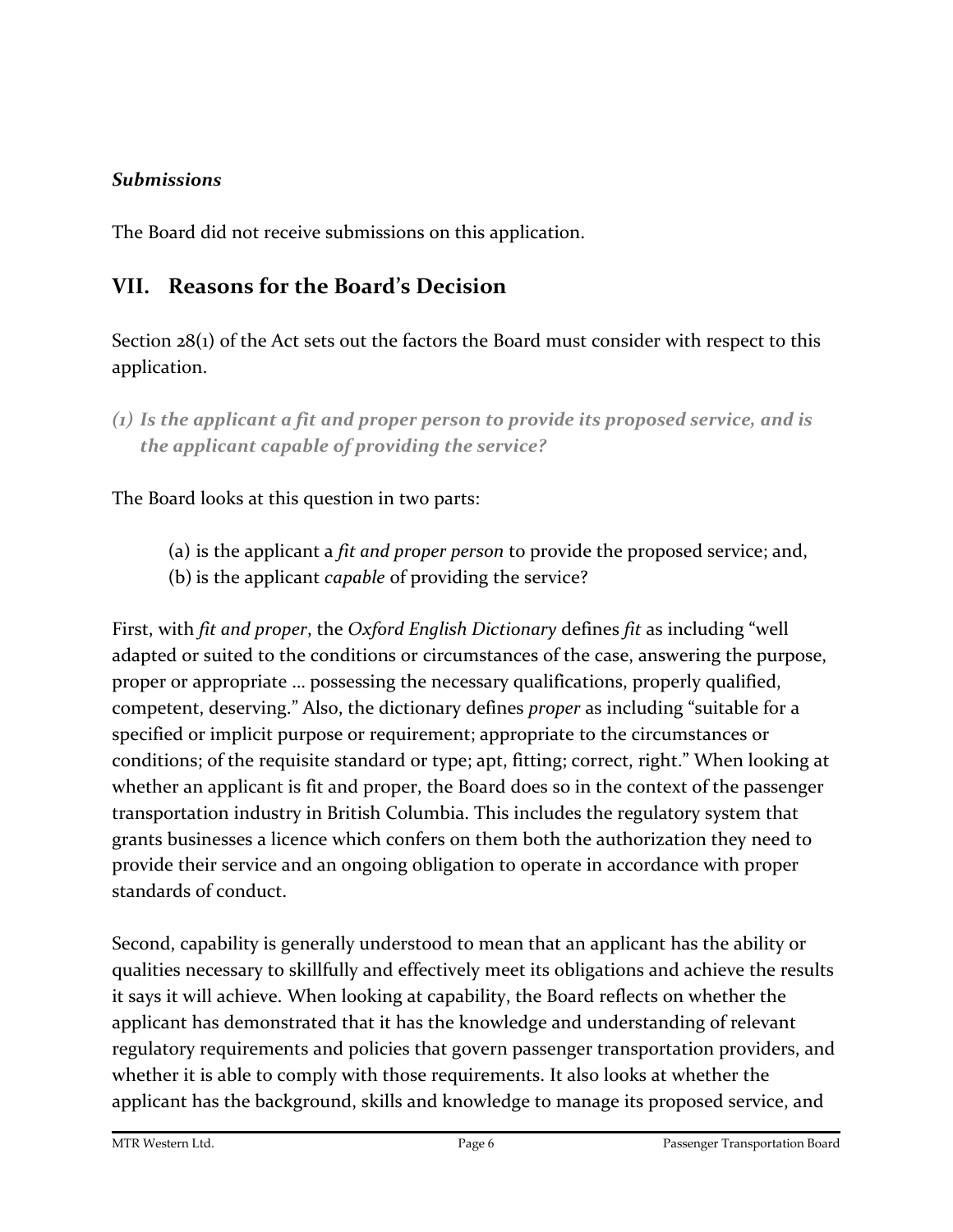***Submissions***

The Board did not receive submissions on this application.

## VII. Reasons for the Board's Decision

Section 28(1) of the Act sets out the factors the Board must consider with respect to this application.

### *(1) Is the applicant a fit and proper person to provide its proposed service, and is the applicant capable of providing the service?*

The Board looks at this question in two parts:

(a) is the applicant a *fit and proper person* to provide the proposed service; and,
(b) is the applicant *capable* of providing the service?

First, with *fit and proper*, the *Oxford English Dictionary* defines *fit* as including "well adapted or suited to the conditions or circumstances of the case, answering the purpose, proper or appropriate … possessing the necessary qualifications, properly qualified, competent, deserving." Also, the dictionary defines *proper* as including "suitable for a specified or implicit purpose or requirement; appropriate to the circumstances or conditions; of the requisite standard or type; apt, fitting; correct, right." When looking at whether an applicant is fit and proper, the Board does so in the context of the passenger transportation industry in British Columbia. This includes the regulatory system that grants businesses a licence which confers on them both the authorization they need to provide their service and an ongoing obligation to operate in accordance with proper standards of conduct.

Second, capability is generally understood to mean that an applicant has the ability or qualities necessary to skillfully and effectively meet its obligations and achieve the results it says it will achieve. When looking at capability, the Board reflects on whether the applicant has demonstrated that it has the knowledge and understanding of relevant regulatory requirements and policies that govern passenger transportation providers, and whether it is able to comply with those requirements. It also looks at whether the applicant has the background, skills and knowledge to manage its proposed service, and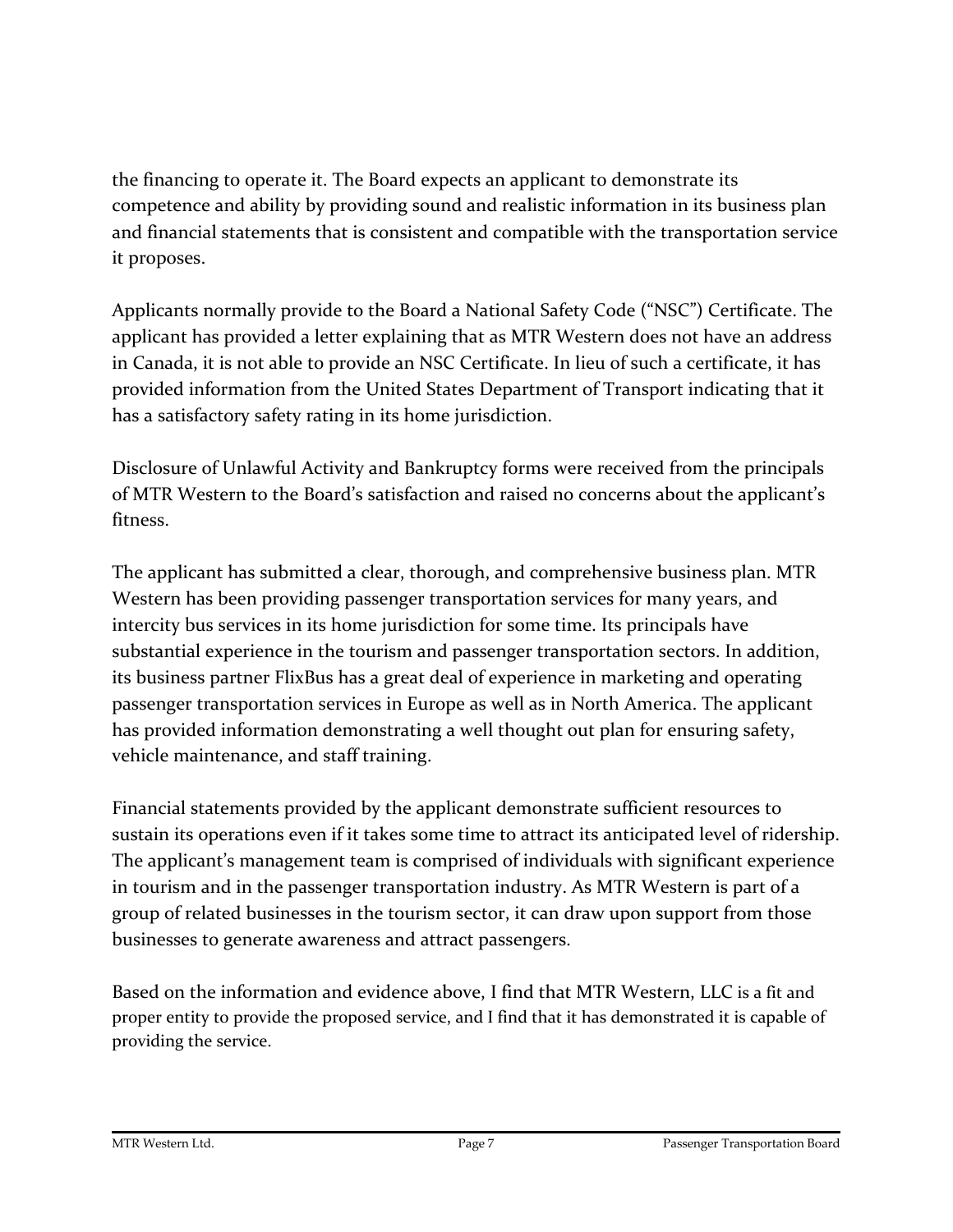the financing to operate it. The Board expects an applicant to demonstrate its competence and ability by providing sound and realistic information in its business plan and financial statements that is consistent and compatible with the transportation service it proposes.

Applicants normally provide to the Board a National Safety Code ("NSC") Certificate. The applicant has provided a letter explaining that as MTR Western does not have an address in Canada, it is not able to provide an NSC Certificate. In lieu of such a certificate, it has provided information from the United States Department of Transport indicating that it has a satisfactory safety rating in its home jurisdiction.

Disclosure of Unlawful Activity and Bankruptcy forms were received from the principals of MTR Western to the Board's satisfaction and raised no concerns about the applicant's fitness.

The applicant has submitted a clear, thorough, and comprehensive business plan. MTR Western has been providing passenger transportation services for many years, and intercity bus services in its home jurisdiction for some time. Its principals have substantial experience in the tourism and passenger transportation sectors. In addition, its business partner FlixBus has a great deal of experience in marketing and operating passenger transportation services in Europe as well as in North America. The applicant has provided information demonstrating a well thought out plan for ensuring safety, vehicle maintenance, and staff training.

Financial statements provided by the applicant demonstrate sufficient resources to sustain its operations even if it takes some time to attract its anticipated level of ridership. The applicant's management team is comprised of individuals with significant experience in tourism and in the passenger transportation industry. As MTR Western is part of a group of related businesses in the tourism sector, it can draw upon support from those businesses to generate awareness and attract passengers.

Based on the information and evidence above, I find that MTR Western, LLC is a fit and proper entity to provide the proposed service, and I find that it has demonstrated it is capable of providing the service.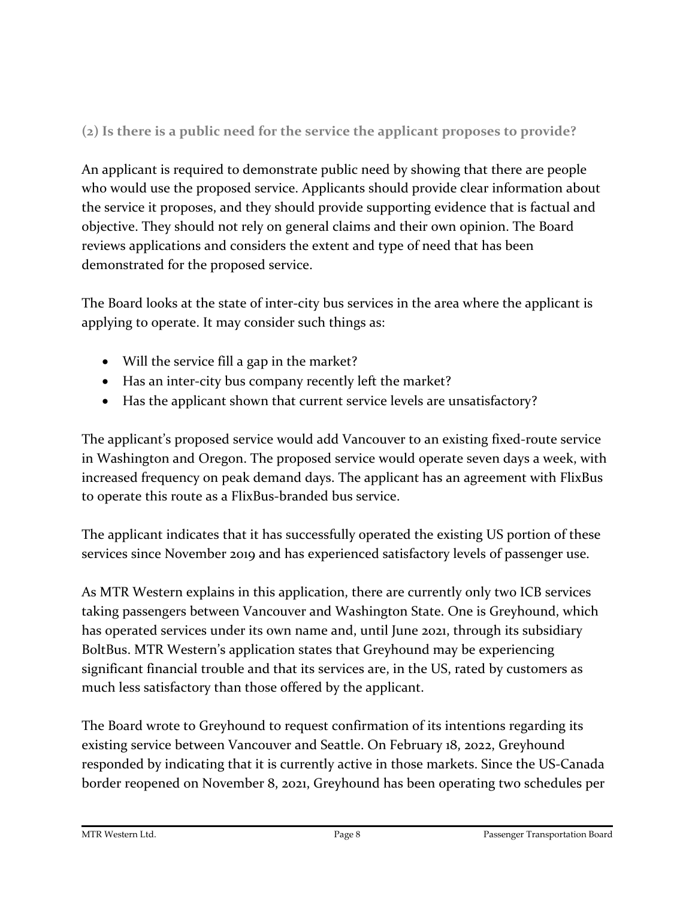### (2) Is there is a public need for the service the applicant proposes to provide?

An applicant is required to demonstrate public need by showing that there are people who would use the proposed service. Applicants should provide clear information about the service it proposes, and they should provide supporting evidence that is factual and objective. They should not rely on general claims and their own opinion. The Board reviews applications and considers the extent and type of need that has been demonstrated for the proposed service.

The Board looks at the state of inter-city bus services in the area where the applicant is applying to operate. It may consider such things as:

- Will the service fill a gap in the market?
- Has an inter-city bus company recently left the market?
- Has the applicant shown that current service levels are unsatisfactory?

The applicant's proposed service would add Vancouver to an existing fixed-route service in Washington and Oregon. The proposed service would operate seven days a week, with increased frequency on peak demand days. The applicant has an agreement with FlixBus to operate this route as a FlixBus-branded bus service.

The applicant indicates that it has successfully operated the existing US portion of these services since November 2019 and has experienced satisfactory levels of passenger use.

As MTR Western explains in this application, there are currently only two ICB services taking passengers between Vancouver and Washington State. One is Greyhound, which has operated services under its own name and, until June 2021, through its subsidiary BoltBus. MTR Western's application states that Greyhound may be experiencing significant financial trouble and that its services are, in the US, rated by customers as much less satisfactory than those offered by the applicant.

The Board wrote to Greyhound to request confirmation of its intentions regarding its existing service between Vancouver and Seattle. On February 18, 2022, Greyhound responded by indicating that it is currently active in those markets. Since the US-Canada border reopened on November 8, 2021, Greyhound has been operating two schedules per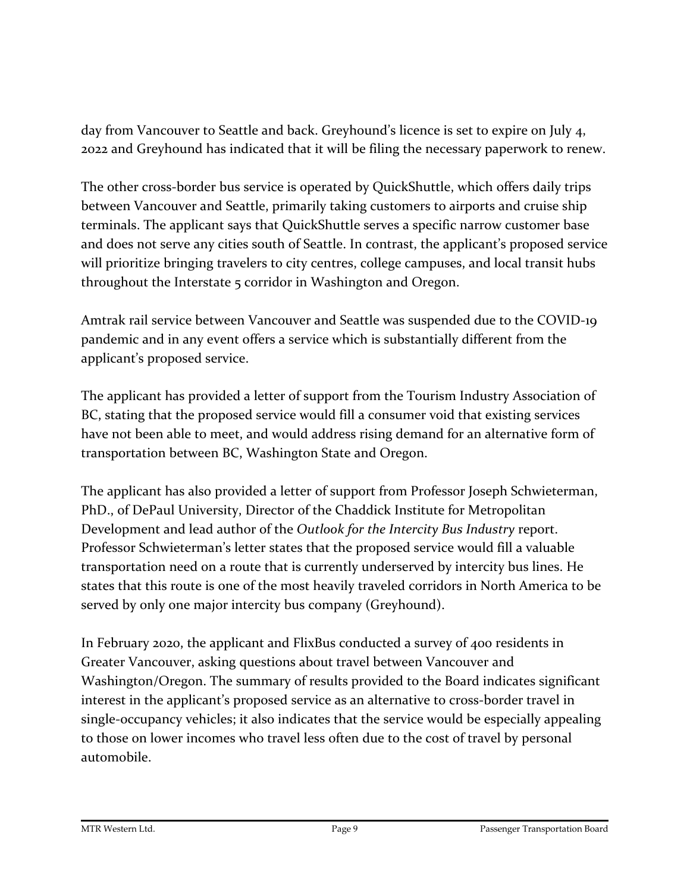day from Vancouver to Seattle and back. Greyhound's licence is set to expire on July 4, 2022 and Greyhound has indicated that it will be filing the necessary paperwork to renew.

The other cross-border bus service is operated by QuickShuttle, which offers daily trips between Vancouver and Seattle, primarily taking customers to airports and cruise ship terminals. The applicant says that QuickShuttle serves a specific narrow customer base and does not serve any cities south of Seattle. In contrast, the applicant's proposed service will prioritize bringing travelers to city centres, college campuses, and local transit hubs throughout the Interstate 5 corridor in Washington and Oregon.

Amtrak rail service between Vancouver and Seattle was suspended due to the COVID-19 pandemic and in any event offers a service which is substantially different from the applicant's proposed service.

The applicant has provided a letter of support from the Tourism Industry Association of BC, stating that the proposed service would fill a consumer void that existing services have not been able to meet, and would address rising demand for an alternative form of transportation between BC, Washington State and Oregon.

The applicant has also provided a letter of support from Professor Joseph Schwieterman, PhD., of DePaul University, Director of the Chaddick Institute for Metropolitan Development and lead author of the *Outlook for the Intercity Bus Industry* report. Professor Schwieterman's letter states that the proposed service would fill a valuable transportation need on a route that is currently underserved by intercity bus lines. He states that this route is one of the most heavily traveled corridors in North America to be served by only one major intercity bus company (Greyhound).

In February 2020, the applicant and FlixBus conducted a survey of 400 residents in Greater Vancouver, asking questions about travel between Vancouver and Washington/Oregon. The summary of results provided to the Board indicates significant interest in the applicant's proposed service as an alternative to cross-border travel in single-occupancy vehicles; it also indicates that the service would be especially appealing to those on lower incomes who travel less often due to the cost of travel by personal automobile.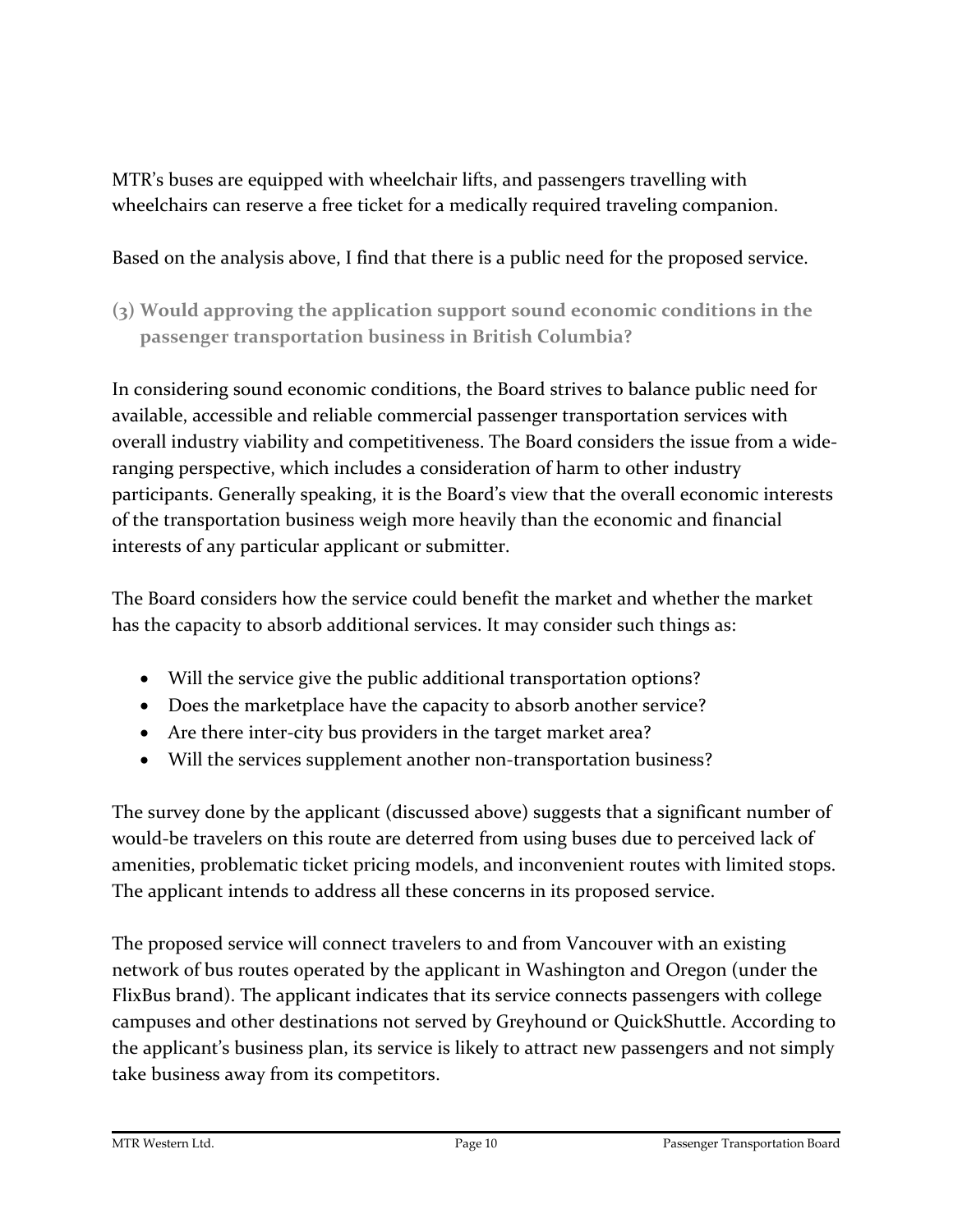MTR's buses are equipped with wheelchair lifts, and passengers travelling with wheelchairs can reserve a free ticket for a medically required traveling companion.

Based on the analysis above, I find that there is a public need for the proposed service.

### (3) Would approving the application support sound economic conditions in the passenger transportation business in British Columbia?

In considering sound economic conditions, the Board strives to balance public need for available, accessible and reliable commercial passenger transportation services with overall industry viability and competitiveness. The Board considers the issue from a wide-ranging perspective, which includes a consideration of harm to other industry participants. Generally speaking, it is the Board's view that the overall economic interests of the transportation business weigh more heavily than the economic and financial interests of any particular applicant or submitter.

The Board considers how the service could benefit the market and whether the market has the capacity to absorb additional services. It may consider such things as:

- Will the service give the public additional transportation options?
- Does the marketplace have the capacity to absorb another service?
- Are there inter-city bus providers in the target market area?
- Will the services supplement another non-transportation business?

The survey done by the applicant (discussed above) suggests that a significant number of would-be travelers on this route are deterred from using buses due to perceived lack of amenities, problematic ticket pricing models, and inconvenient routes with limited stops. The applicant intends to address all these concerns in its proposed service.

The proposed service will connect travelers to and from Vancouver with an existing network of bus routes operated by the applicant in Washington and Oregon (under the FlixBus brand). The applicant indicates that its service connects passengers with college campuses and other destinations not served by Greyhound or QuickShuttle. According to the applicant's business plan, its service is likely to attract new passengers and not simply take business away from its competitors.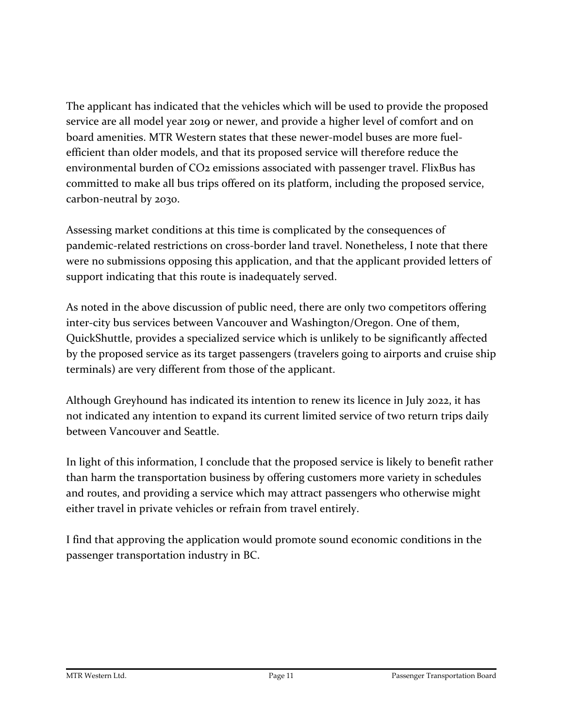The applicant has indicated that the vehicles which will be used to provide the proposed service are all model year 2019 or newer, and provide a higher level of comfort and on board amenities. MTR Western states that these newer-model buses are more fuel-efficient than older models, and that its proposed service will therefore reduce the environmental burden of $CO_2$ emissions associated with passenger travel. FlixBus has committed to make all bus trips offered on its platform, including the proposed service, carbon-neutral by 2030.

Assessing market conditions at this time is complicated by the consequences of pandemic-related restrictions on cross-border land travel. Nonetheless, I note that there were no submissions opposing this application, and that the applicant provided letters of support indicating that this route is inadequately served.

As noted in the above discussion of public need, there are only two competitors offering inter-city bus services between Vancouver and Washington/Oregon. One of them, QuickShuttle, provides a specialized service which is unlikely to be significantly affected by the proposed service as its target passengers (travelers going to airports and cruise ship terminals) are very different from those of the applicant.

Although Greyhound has indicated its intention to renew its licence in July 2022, it has not indicated any intention to expand its current limited service of two return trips daily between Vancouver and Seattle.

In light of this information, I conclude that the proposed service is likely to benefit rather than harm the transportation business by offering customers more variety in schedules and routes, and providing a service which may attract passengers who otherwise might either travel in private vehicles or refrain from travel entirely.

I find that approving the application would promote sound economic conditions in the passenger transportation industry in BC.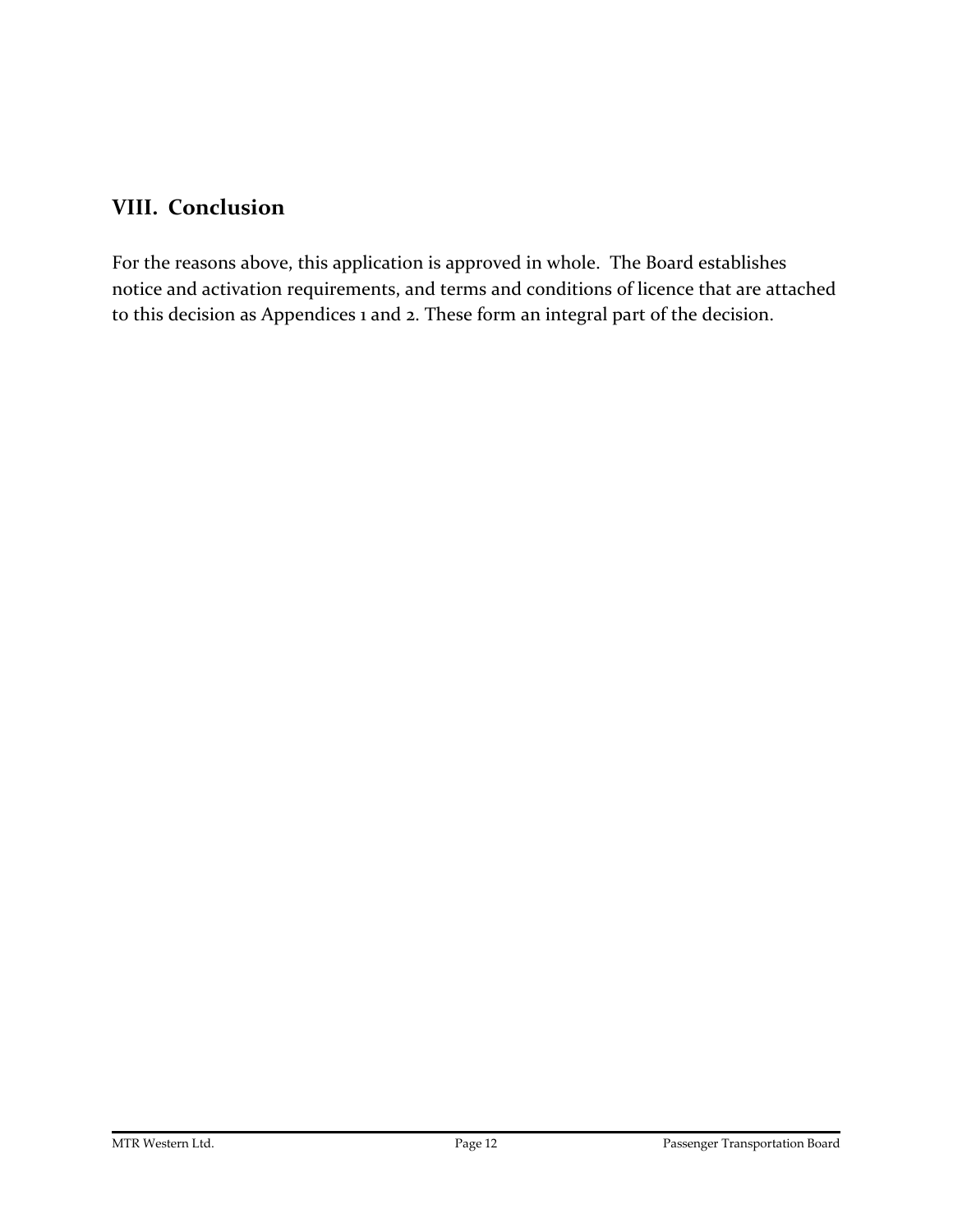## VIII. Conclusion

For the reasons above, this application is approved in whole. The Board establishes notice and activation requirements, and terms and conditions of licence that are attached to this decision as Appendices 1 and 2. These form an integral part of the decision.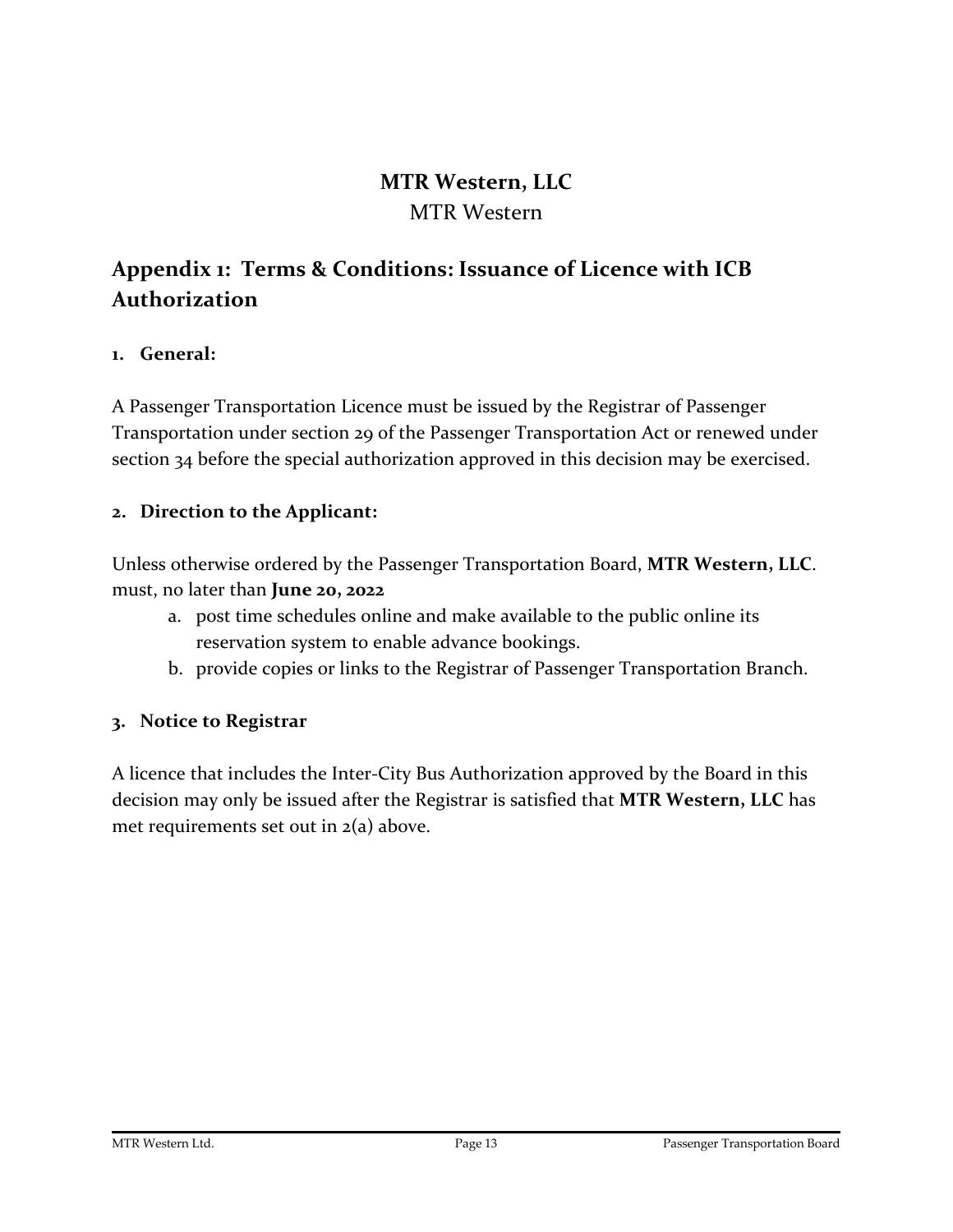**MTR Western, LLC**

MTR Western

## Appendix 1: Terms & Conditions: Issuance of Licence with ICB Authorization

### 1. General:

A Passenger Transportation Licence must be issued by the Registrar of Passenger Transportation under section 29 of the Passenger Transportation Act or renewed under section 34 before the special authorization approved in this decision may be exercised.

### 2. Direction to the Applicant:

Unless otherwise ordered by the Passenger Transportation Board, **MTR Western, LLC**. must, no later than **June 20, 2022**

a. post time schedules online and make available to the public online its reservation system to enable advance bookings.
b. provide copies or links to the Registrar of Passenger Transportation Branch.

### 3. Notice to Registrar

A licence that includes the Inter-City Bus Authorization approved by the Board in this decision may only be issued after the Registrar is satisfied that **MTR Western, LLC** has met requirements set out in 2(a) above.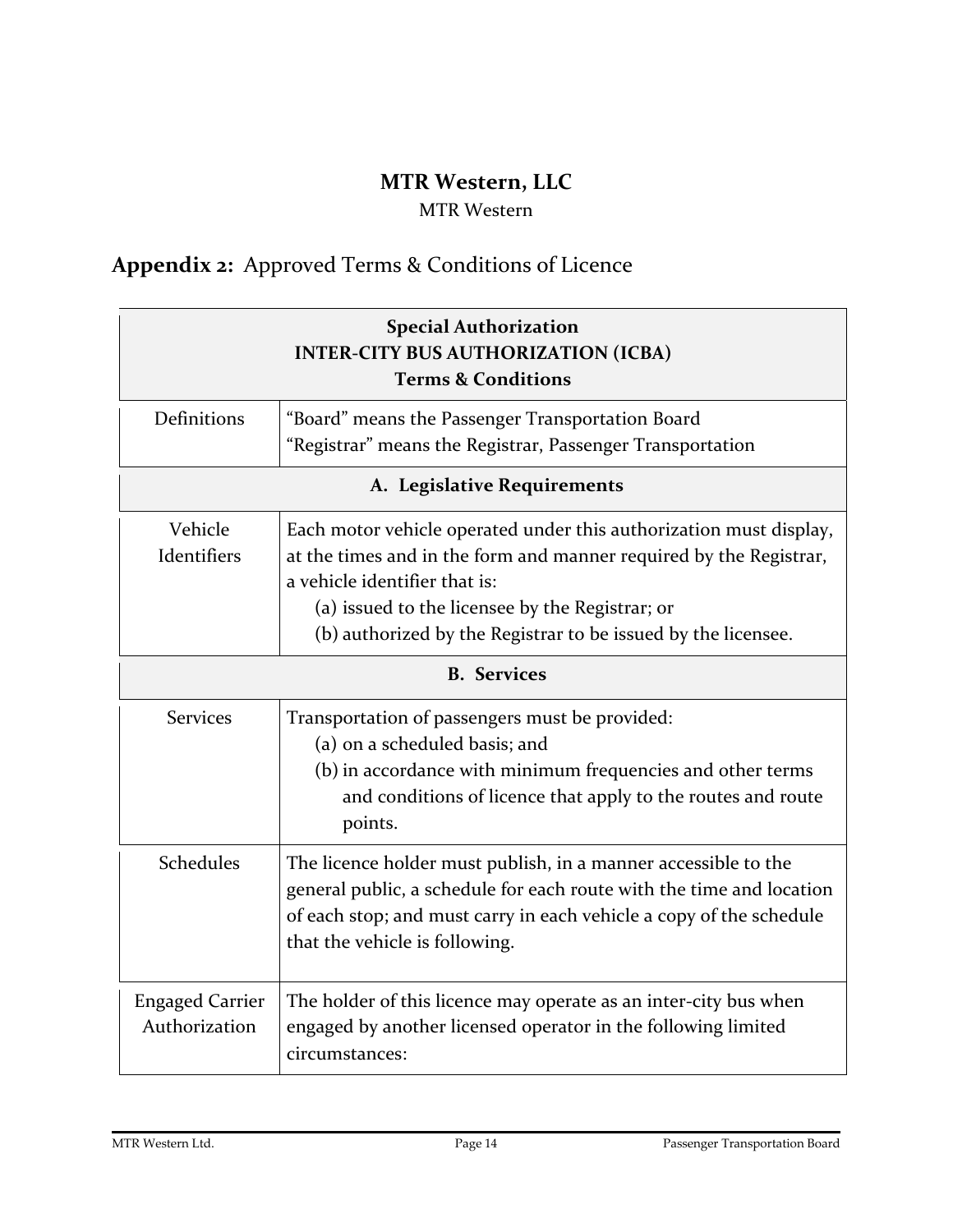# MTR Western, LLC

MTR Western

## **Appendix 2:** Approved Terms & Conditions of Licence

| **Special Authorization**<br>**INTER-CITY BUS AUTHORIZATION (ICBA)**<br>**Terms & Conditions** | |
|---|---|
| Definitions | "Board" means the Passenger Transportation Board<br>"Registrar" means the Registrar, Passenger Transportation |
| **A. Legislative Requirements** | |
| Vehicle Identifiers | Each motor vehicle operated under this authorization must display, at the times and in the form and manner required by the Registrar, a vehicle identifier that is:<br>(a) issued to the licensee by the Registrar; or<br>(b) authorized by the Registrar to be issued by the licensee. |
| **B. Services** | |
| Services | Transportation of passengers must be provided:<br>(a) on a scheduled basis; and<br>(b) in accordance with minimum frequencies and other terms and conditions of licence that apply to the routes and route points. |
| Schedules | The licence holder must publish, in a manner accessible to the general public, a schedule for each route with the time and location of each stop; and must carry in each vehicle a copy of the schedule that the vehicle is following. |
| Engaged Carrier Authorization | The holder of this licence may operate as an inter-city bus when engaged by another licensed operator in the following limited circumstances: |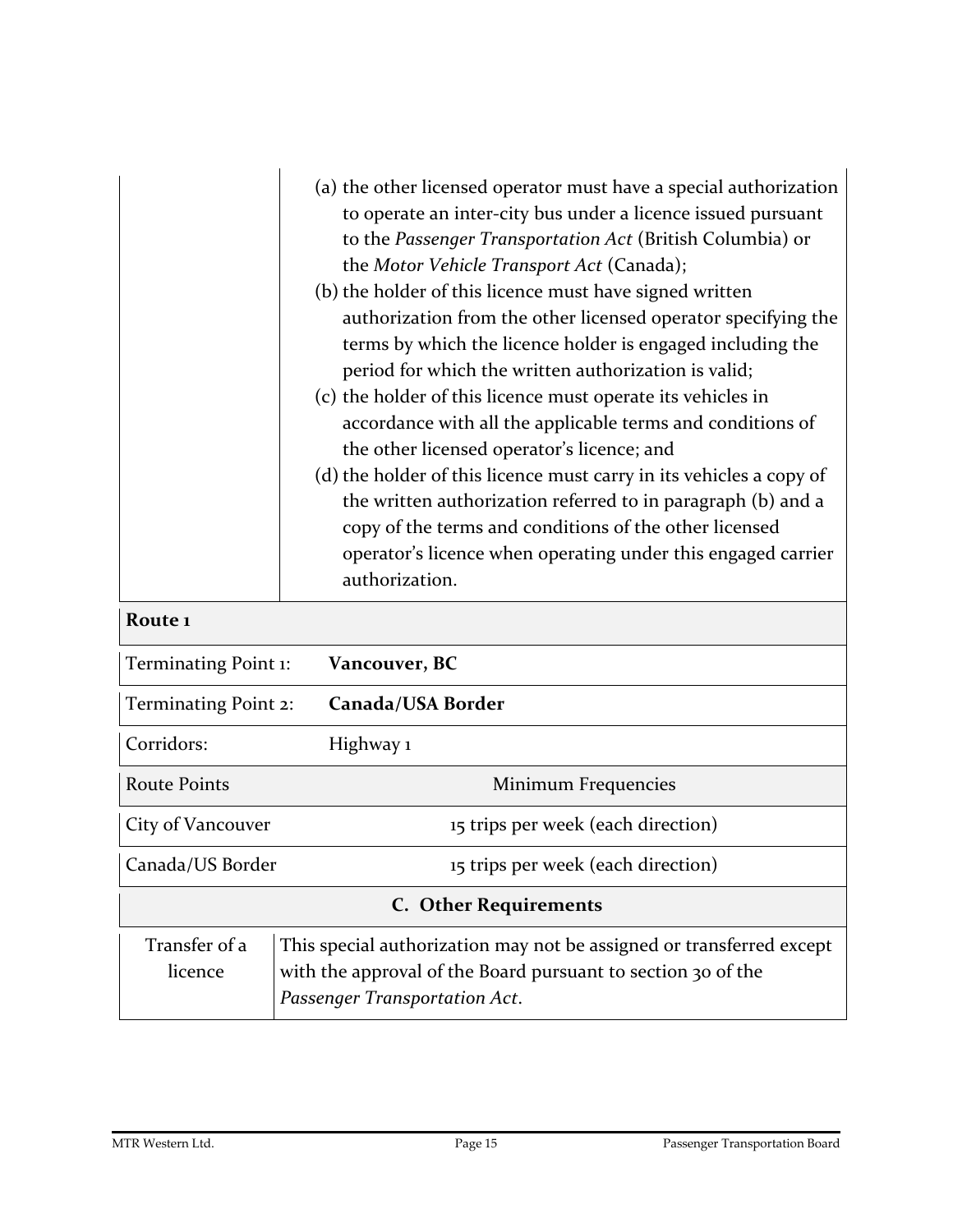| | |
|---|---|
| | (a) the other licensed operator must have a special authorization to operate an inter-city bus under a licence issued pursuant to the *Passenger Transportation Act* (British Columbia) or the *Motor Vehicle Transport Act* (Canada);<br>(b) the holder of this licence must have signed written authorization from the other licensed operator specifying the terms by which the licence holder is engaged including the period for which the written authorization is valid;<br>(c) the holder of this licence must operate its vehicles in accordance with all the applicable terms and conditions of the other licensed operator's licence; and<br>(d) the holder of this licence must carry in its vehicles a copy of the written authorization referred to in paragraph (b) and a copy of the terms and conditions of the other licensed operator's licence when operating under this engaged carrier authorization. |

| **Route 1** | |
|---|---|
| Terminating Point 1: | **Vancouver, BC** |
| Terminating Point 2: | **Canada/USA Border** |
| Corridors: | Highway 1 |
| Route Points | Minimum Frequencies |
| City of Vancouver | 15 trips per week (each direction) |
| Canada/US Border | 15 trips per week (each direction) |

| **C. Other Requirements** | |
|---|---|
| Transfer of a licence | This special authorization may not be assigned or transferred except with the approval of the Board pursuant to section 30 of the *Passenger Transportation Act*. |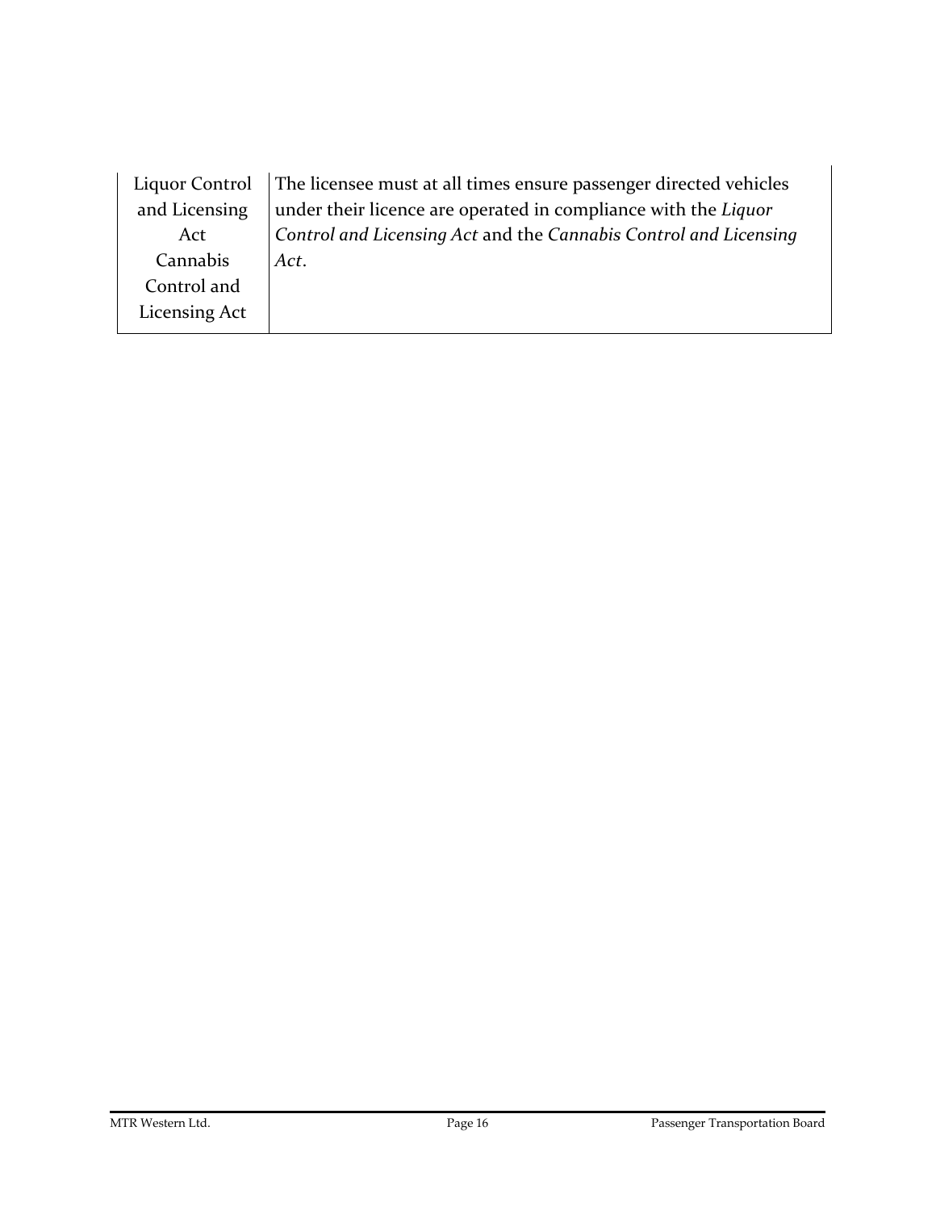| | |
|---|---|
| Liquor Control and Licensing Act Cannabis Control and Licensing Act | The licensee must at all times ensure passenger directed vehicles under their licence are operated in compliance with the *Liquor Control and Licensing Act* and the *Cannabis Control and Licensing Act*. |